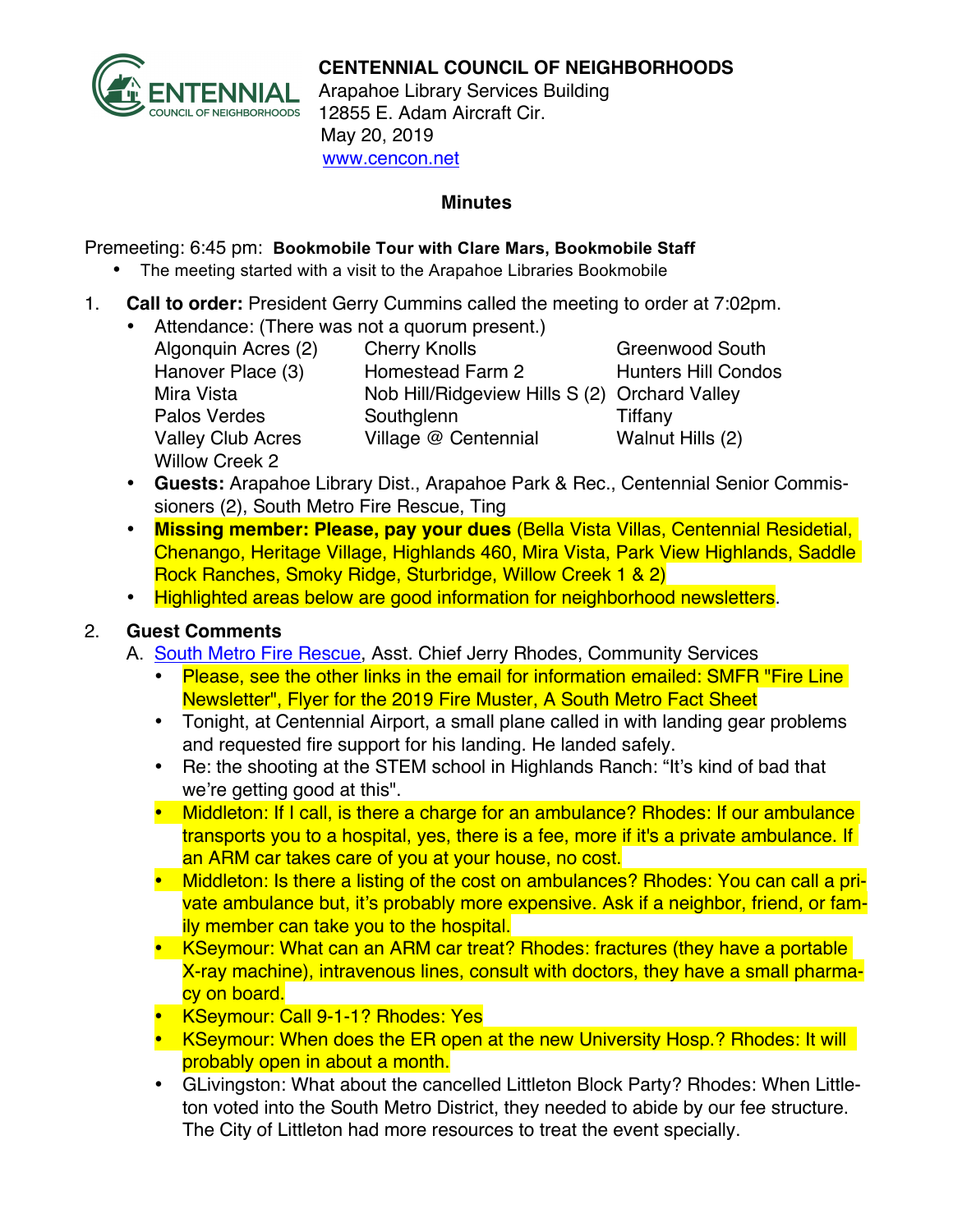**CENTENNIAL COUNCIL OF NEIGHBORHOODS**
Arapahoe Library Services Building
12855 E. Adam Aircraft Cir.
May 20, 2019
www.cencon.net

## Minutes

Premeeting: 6:45 pm: **Bookmobile Tour with Clare Mars, Bookmobile Staff**

- The meeting started with a visit to the Arapahoe Libraries Bookmobile

1. **Call to order:** President Gerry Cummins called the meeting to order at 7:02pm.
   - Attendance: (There was not a quorum present.)

| | | |
|---|---|---|
| Algonquin Acres (2) | Cherry Knolls | Greenwood South |
| Hanover Place (3) | Homestead Farm 2 | Hunters Hill Condos |
| Mira Vista | Nob Hill/Ridgeview Hills S (2) | Orchard Valley |
| Palos Verdes | Southglenn | Tiffany |
| Valley Club Acres | Village @ Centennial | Walnut Hills (2) |
| Willow Creek 2 | | |

   - **Guests:** Arapahoe Library Dist., Arapahoe Park & Rec., Centennial Senior Commissioners (2), South Metro Fire Rescue, Ting
   - **Missing member: Please, pay your dues** (Bella Vista Villas, Centennial Residetial, Chenango, Heritage Village, Highlands 460, Mira Vista, Park View Highlands, Saddle Rock Ranches, Smoky Ridge, Sturbridge, Willow Creek 1 & 2)
   - Highlighted areas below are good information for neighborhood newsletters.

2. **Guest Comments**

   A. South Metro Fire Rescue, Asst. Chief Jerry Rhodes, Community Services
   - Please, see the other links in the email for information emailed: SMFR "Fire Line Newsletter", Flyer for the 2019 Fire Muster, A South Metro Fact Sheet
   - Tonight, at Centennial Airport, a small plane called in with landing gear problems and requested fire support for his landing. He landed safely.
   - Re: the shooting at the STEM school in Highlands Ranch: "It's kind of bad that we're getting good at this".
   - Middleton: If I call, is there a charge for an ambulance? Rhodes: If our ambulance transports you to a hospital, yes, there is a fee, more if it's a private ambulance. If an ARM car takes care of you at your house, no cost.
   - Middleton: Is there a listing of the cost on ambulances? Rhodes: You can call a private ambulance but, it's probably more expensive. Ask if a neighbor, friend, or family member can take you to the hospital.
   - KSeymour: What can an ARM car treat? Rhodes: fractures (they have a portable X-ray machine), intravenous lines, consult with doctors, they have a small pharmacy on board.
   - KSeymour: Call 9-1-1? Rhodes: Yes
   - KSeymour: When does the ER open at the new University Hosp.? Rhodes: It will probably open in about a month.
   - GLivingston: What about the cancelled Littleton Block Party? Rhodes: When Littleton voted into the South Metro District, they needed to abide by our fee structure. The City of Littleton had more resources to treat the event specially.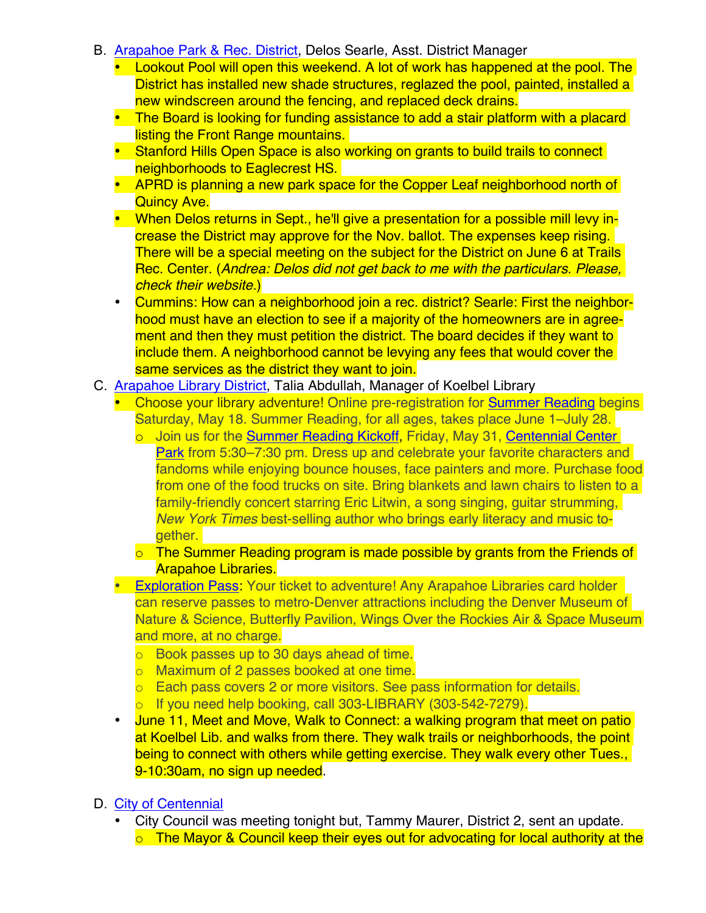B. Arapahoe Park & Rec. District, Delos Searle, Asst. District Manager
   - Lookout Pool will open this weekend. A lot of work has happened at the pool. The District has installed new shade structures, reglazed the pool, painted, installed a new windscreen around the fencing, and replaced deck drains.
   - The Board is looking for funding assistance to add a stair platform with a placard listing the Front Range mountains.
   - Stanford Hills Open Space is also working on grants to build trails to connect neighborhoods to Eaglecrest HS.
   - APRD is planning a new park space for the Copper Leaf neighborhood north of Quincy Ave.
   - When Delos returns in Sept., he'll give a presentation for a possible mill levy increase the District may approve for the Nov. ballot. The expenses keep rising. There will be a special meeting on the subject for the District on June 6 at Trails Rec. Center. (*Andrea: Delos did not get back to me with the particulars. Please, check their website.*)
   - Cummins: How can a neighborhood join a rec. district? Searle: First the neighborhood must have an election to see if a majority of the homeowners are in agreement and then they must petition the district. The board decides if they want to include them. A neighborhood cannot be levying any fees that would cover the same services as the district they want to join.

C. Arapahoe Library District, Talia Abdullah, Manager of Koelbel Library
   - Choose your library adventure! Online pre-registration for Summer Reading begins Saturday, May 18. Summer Reading, for all ages, takes place June 1–July 28.
     - Join us for the Summer Reading Kickoff, Friday, May 31, Centennial Center Park from 5:30–7:30 pm. Dress up and celebrate your favorite characters and fandoms while enjoying bounce houses, face painters and more. Purchase food from one of the food trucks on site. Bring blankets and lawn chairs to listen to a family-friendly concert starring Eric Litwin, a song singing, guitar strumming, *New York Times* best-selling author who brings early literacy and music together.
     - The Summer Reading program is made possible by grants from the Friends of Arapahoe Libraries.
   - Exploration Pass: Your ticket to adventure! Any Arapahoe Libraries card holder can reserve passes to metro-Denver attractions including the Denver Museum of Nature & Science, Butterfly Pavilion, Wings Over the Rockies Air & Space Museum and more, at no charge.
     - Book passes up to 30 days ahead of time.
     - Maximum of 2 passes booked at one time.
     - Each pass covers 2 or more visitors. See pass information for details.
     - If you need help booking, call 303-LIBRARY (303-542-7279).
   - June 11, Meet and Move, Walk to Connect: a walking program that meet on patio at Koelbel Lib. and walks from there. They walk trails or neighborhoods, the point being to connect with others while getting exercise. They walk every other Tues., 9-10:30am, no sign up needed.

D. City of Centennial
   - City Council was meeting tonight but, Tammy Maurer, District 2, sent an update.
     - The Mayor & Council keep their eyes out for advocating for local authority at the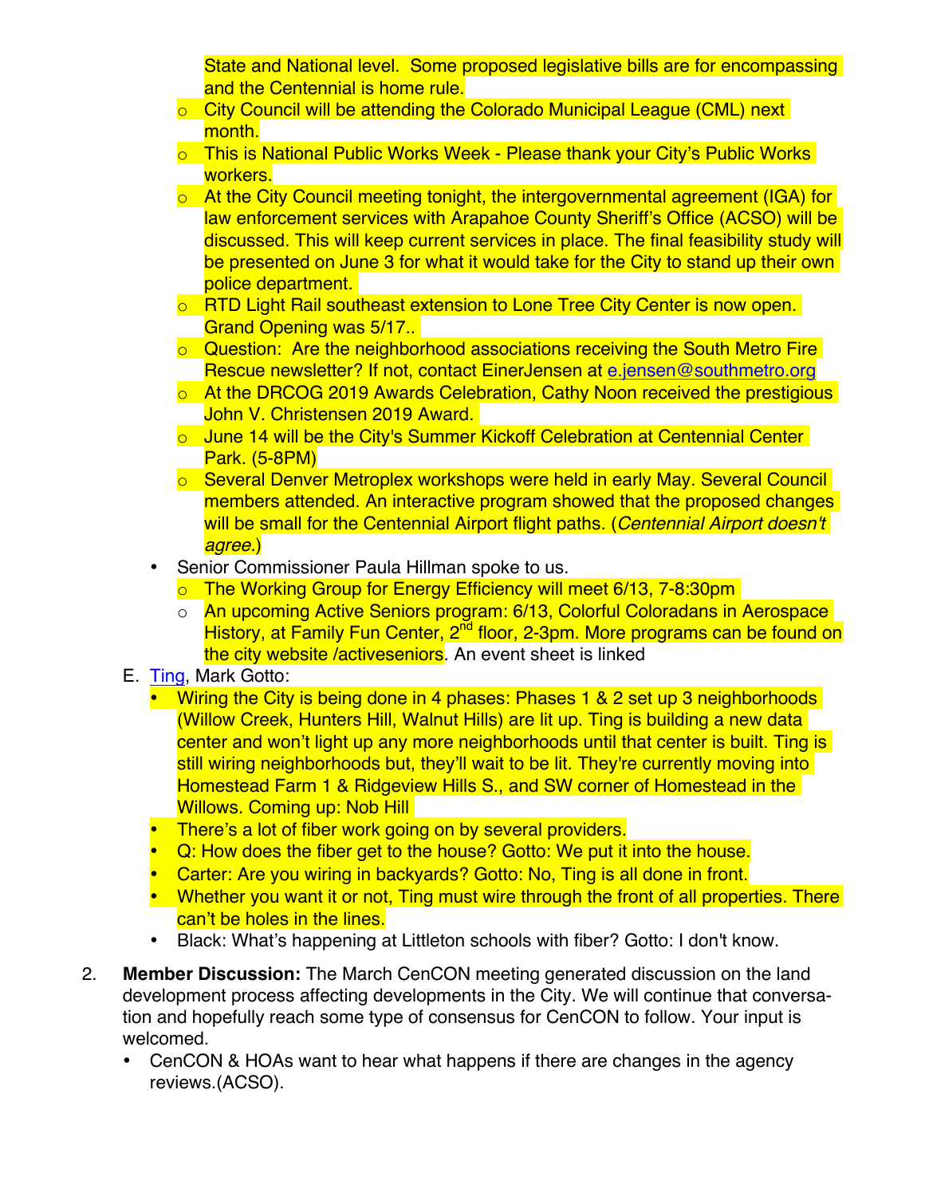State and National level. Some proposed legislative bills are for encompassing and the Centennial is home rule.

  - City Council will be attending the Colorado Municipal League (CML) next month.
  - This is National Public Works Week - Please thank your City's Public Works workers.
  - At the City Council meeting tonight, the intergovernmental agreement (IGA) for law enforcement services with Arapahoe County Sheriff's Office (ACSO) will be discussed. This will keep current services in place. The final feasibility study will be presented on June 3 for what it would take for the City to stand up their own police department.
  - RTD Light Rail southeast extension to Lone Tree City Center is now open. Grand Opening was 5/17..
  - Question: Are the neighborhood associations receiving the South Metro Fire Rescue newsletter? If not, contact EinerJensen at e.jensen@southmetro.org
  - At the DRCOG 2019 Awards Celebration, Cathy Noon received the prestigious John V. Christensen 2019 Award.
  - June 14 will be the City's Summer Kickoff Celebration at Centennial Center Park. (5-8PM)
  - Several Denver Metroplex workshops were held in early May. Several Council members attended. An interactive program showed that the proposed changes will be small for the Centennial Airport flight paths. (*Centennial Airport doesn't agree.*)
- Senior Commissioner Paula Hillman spoke to us.
  - The Working Group for Energy Efficiency will meet 6/13, 7-8:30pm
  - An upcoming Active Seniors program: 6/13, Colorful Coloradans in Aerospace History, at Family Fun Center, 2nd floor, 2-3pm. More programs can be found on the city website /activeseniors. An event sheet is linked

E. Ting, Mark Gotto:

- Wiring the City is being done in 4 phases: Phases 1 & 2 set up 3 neighborhoods (Willow Creek, Hunters Hill, Walnut Hills) are lit up. Ting is building a new data center and won't light up any more neighborhoods until that center is built. Ting is still wiring neighborhoods but, they'll wait to be lit. They're currently moving into Homestead Farm 1 & Ridgeview Hills S., and SW corner of Homestead in the Willows. Coming up: Nob Hill
- There's a lot of fiber work going on by several providers.
- Q: How does the fiber get to the house? Gotto: We put it into the house.
- Carter: Are you wiring in backyards? Gotto: No, Ting is all done in front.
- Whether you want it or not, Ting must wire through the front of all properties. There can't be holes in the lines.
- Black: What's happening at Littleton schools with fiber? Gotto: I don't know.

2. **Member Discussion:** The March CenCON meeting generated discussion on the land development process affecting developments in the City. We will continue that conversation and hopefully reach some type of consensus for CenCON to follow. Your input is welcomed.
   - CenCON & HOAs want to hear what happens if there are changes in the agency reviews.(ACSO).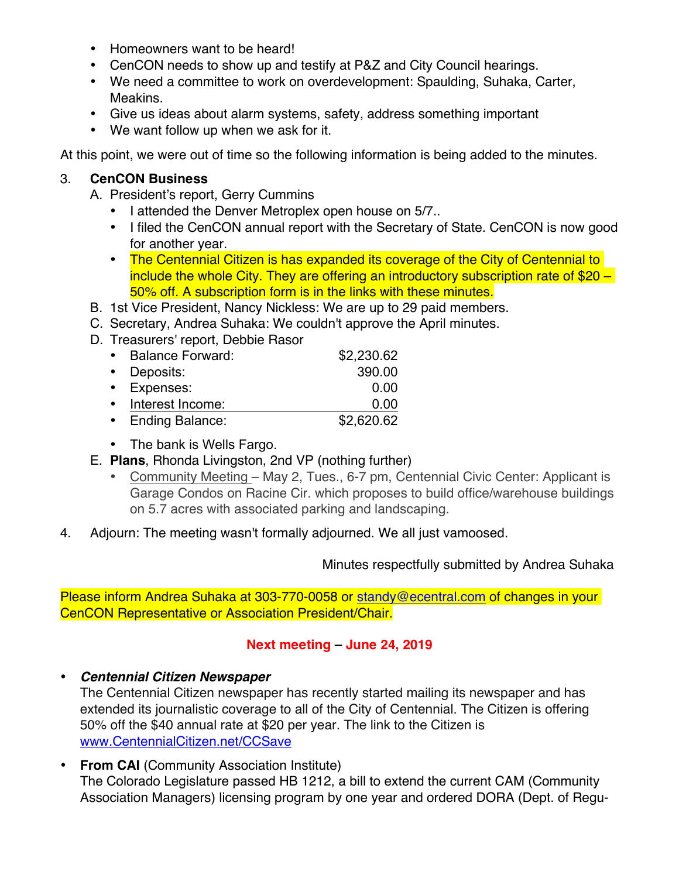- Homeowners want to be heard!
- CenCON needs to show up and testify at P&Z and City Council hearings.
- We need a committee to work on overdevelopment: Spaulding, Suhaka, Carter, Meakins.
- Give us ideas about alarm systems, safety, address something important
- We want follow up when we ask for it.

At this point, we were out of time so the following information is being added to the minutes.

3. **CenCON Business**
   A. President's report, Gerry Cummins
      - I attended the Denver Metroplex open house on 5/7..
      - I filed the CenCON annual report with the Secretary of State. CenCON is now good for another year.
      - The Centennial Citizen is has expanded its coverage of the City of Centennial to include the whole City. They are offering an introductory subscription rate of $20 – 50% off. A subscription form is in the links with these minutes.

   B. 1st Vice President, Nancy Nickless: We are up to 29 paid members.

   C. Secretary, Andrea Suhaka: We couldn't approve the April minutes.

   D. Treasurers' report, Debbie Rasor

| | |
|---|---:|
| Balance Forward: | $2,230.62 |
| Deposits: | 390.00 |
| Expenses: | 0.00 |
| Interest Income: | 0.00 |
| Ending Balance: | $2,620.62 |

      - The bank is Wells Fargo.

   E. **Plans**, Rhonda Livingston, 2nd VP (nothing further)
      - Community Meeting – May 2, Tues., 6-7 pm, Centennial Civic Center: Applicant is Garage Condos on Racine Cir. which proposes to build office/warehouse buildings on 5.7 acres with associated parking and landscaping.

4. Adjourn: The meeting wasn't formally adjourned. We all just vamoosed.

Minutes respectfully submitted by Andrea Suhaka

Please inform Andrea Suhaka at 303-770-0058 or standy@ecentral.com of changes in your CenCON Representative or Association President/Chair.

**Next meeting – June 24, 2019**

- ***Centennial Citizen Newspaper***
  The Centennial Citizen newspaper has recently started mailing its newspaper and has extended its journalistic coverage to all of the City of Centennial. The Citizen is offering 50% off the $40 annual rate at $20 per year. The link to the Citizen is www.CentennialCitizen.net/CCSave

- **From CAI** (Community Association Institute)
  The Colorado Legislature passed HB 1212, a bill to extend the current CAM (Community Association Managers) licensing program by one year and ordered DORA (Dept. of Regu-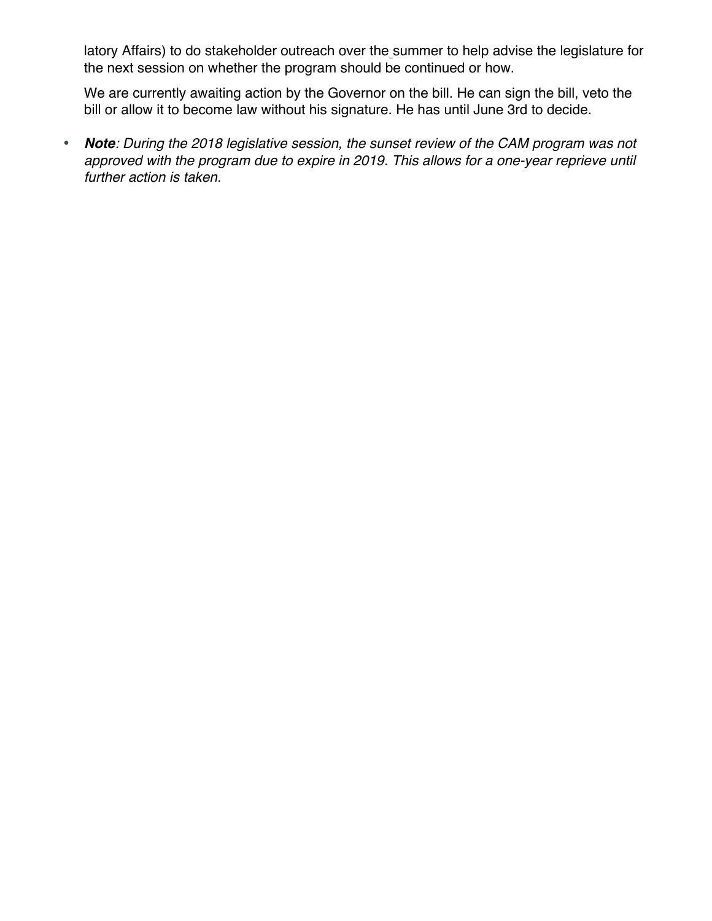latory Affairs) to do stakeholder outreach over the summer to help advise the legislature for the next session on whether the program should be continued or how.

We are currently awaiting action by the Governor on the bill. He can sign the bill, veto the bill or allow it to become law without his signature. He has until June 3rd to decide.

- ***Note**: During the 2018 legislative session, the sunset review of the CAM program was not approved with the program due to expire in 2019. This allows for a one-year reprieve until further action is taken.*